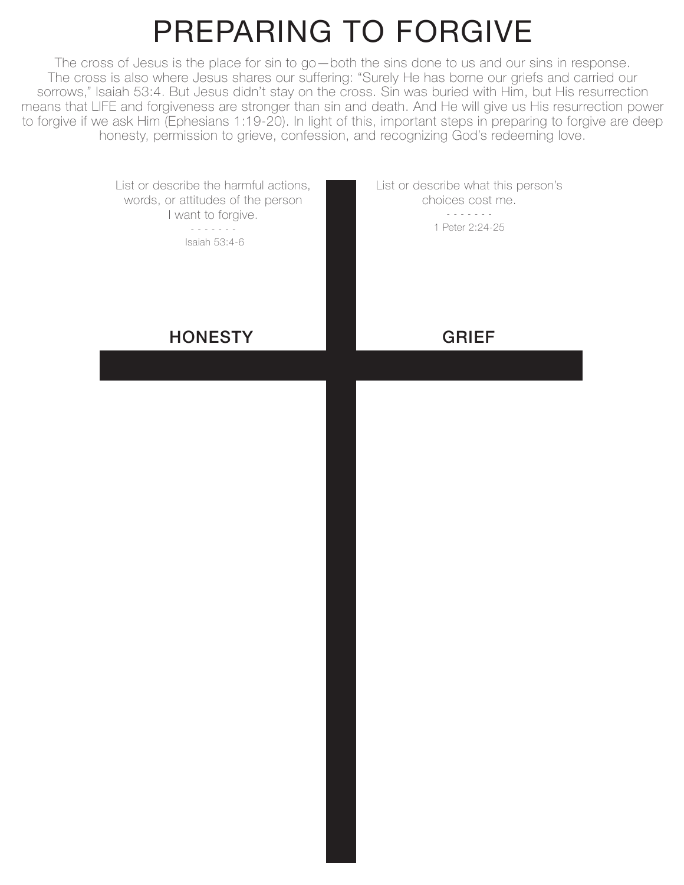# PREPARING TO FORGIVE

The cross of Jesus is the place for sin to go—both the sins done to us and our sins in response. The cross is also where Jesus shares our suffering: "Surely He has borne our griefs and carried our sorrows," Isaiah 53:4. But Jesus didn't stay on the cross. Sin was buried with Him, but His resurrection means that LIFE and forgiveness are stronger than sin and death. And He will give us His resurrection power to forgive if we ask Him (Ephesians 1:19-20). In light of this, important steps in preparing to forgive are deep honesty, permission to grieve, confession, and recognizing God's redeeming love.

List or describe the harmful actions, words, or attitudes of the person I want to forgive.

- - - - - - -

Isaiah 53:4-6

## HONESTY

List or describe what this person's choices cost me.

- - - - - - -

1 Peter 2:24-25

## GRIEF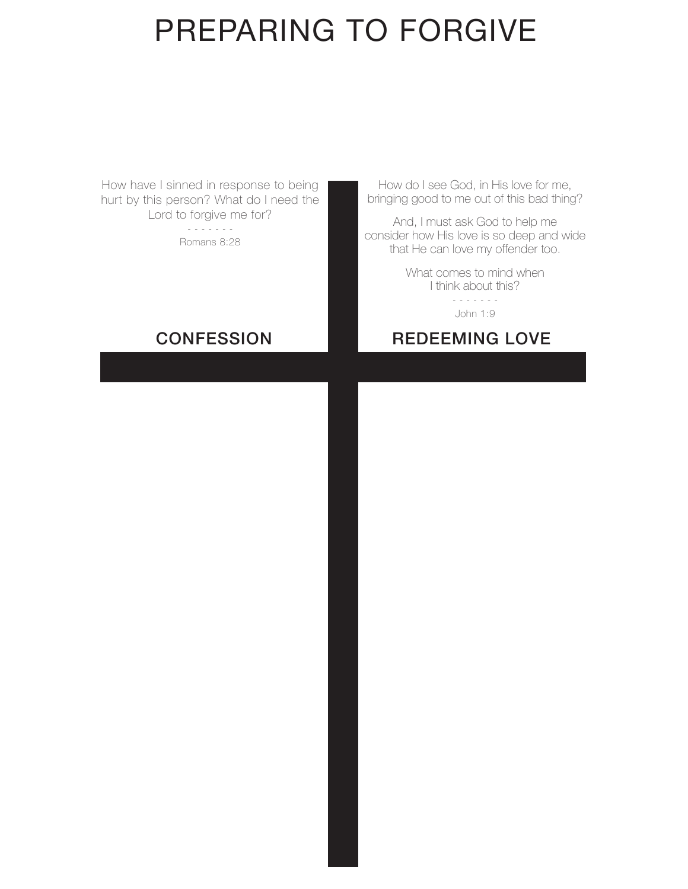# PREPARING TO FORGIVE

How have I sinned in response to being hurt by this person? What do I need the Lord to forgive me for?

- - - - - - -

Romans 8:28

## CONFESSION

How do I see God, in His love for me, bringing good to me out of this bad thing?

And, I must ask God to help me consider how His love is so deep and wide that He can love my offender too.

What comes to mind when I think about this?

- - - - - - -

John 1:9

## REDEEMING LOVE